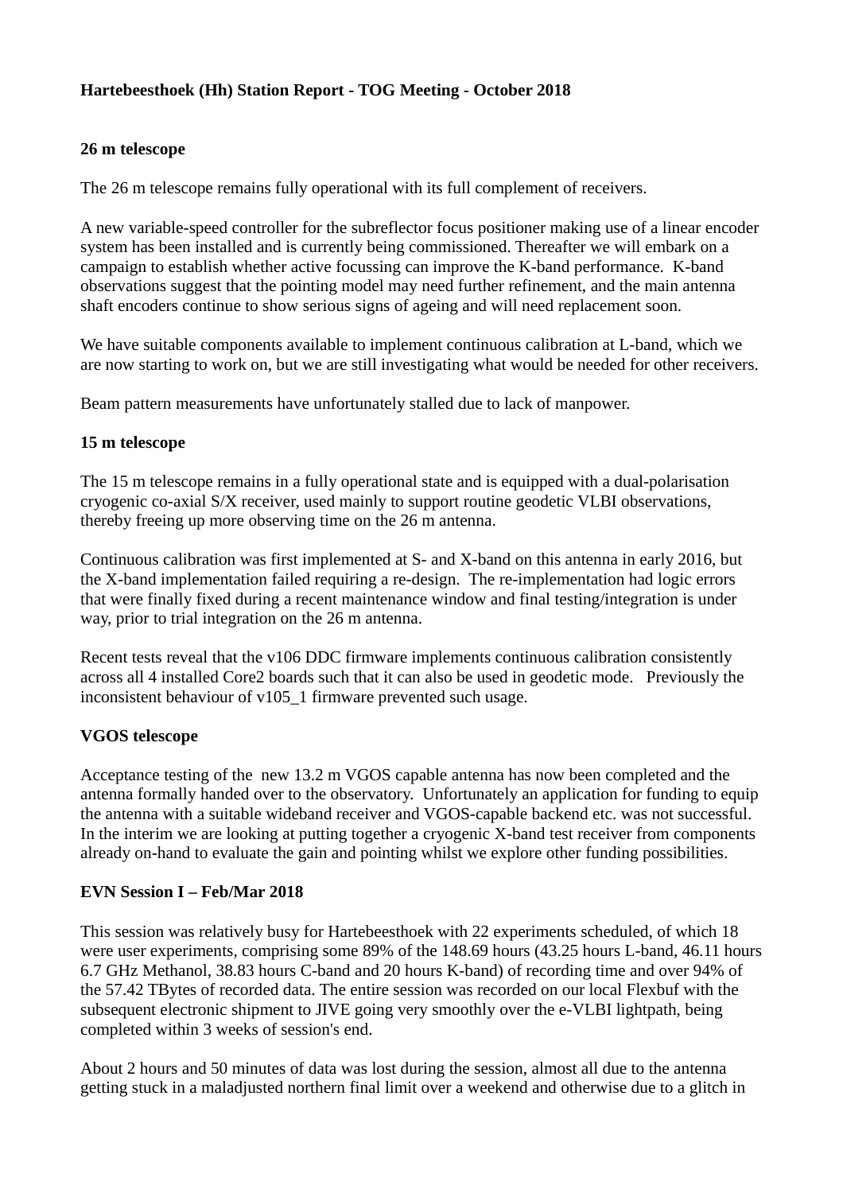**Hartebeesthoek (Hh) Station Report - TOG Meeting - October 2018**

**26 m telescope**

The 26 m telescope remains fully operational with its full complement of receivers.

A new variable-speed controller for the subreflector focus positioner making use of a linear encoder system has been installed and is currently being commissioned. Thereafter we will embark on a campaign to establish whether active focussing can improve the K-band performance. K-band observations suggest that the pointing model may need further refinement, and the main antenna shaft encoders continue to show serious signs of ageing and will need replacement soon.

We have suitable components available to implement continuous calibration at L-band, which we are now starting to work on, but we are still investigating what would be needed for other receivers.

Beam pattern measurements have unfortunately stalled due to lack of manpower.

**15 m telescope**

The 15 m telescope remains in a fully operational state and is equipped with a dual-polarisation cryogenic co-axial S/X receiver, used mainly to support routine geodetic VLBI observations, thereby freeing up more observing time on the 26 m antenna.

Continuous calibration was first implemented at S- and X-band on this antenna in early 2016, but the X-band implementation failed requiring a re-design. The re-implementation had logic errors that were finally fixed during a recent maintenance window and final testing/integration is under way, prior to trial integration on the 26 m antenna.

Recent tests reveal that the v106 DDC firmware implements continuous calibration consistently across all 4 installed Core2 boards such that it can also be used in geodetic mode. Previously the inconsistent behaviour of v105_1 firmware prevented such usage.

**VGOS telescope**

Acceptance testing of the new 13.2 m VGOS capable antenna has now been completed and the antenna formally handed over to the observatory. Unfortunately an application for funding to equip the antenna with a suitable wideband receiver and VGOS-capable backend etc. was not successful. In the interim we are looking at putting together a cryogenic X-band test receiver from components already on-hand to evaluate the gain and pointing whilst we explore other funding possibilities.

**EVN Session I – Feb/Mar 2018**

This session was relatively busy for Hartebeesthoek with 22 experiments scheduled, of which 18 were user experiments, comprising some 89% of the 148.69 hours (43.25 hours L-band, 46.11 hours 6.7 GHz Methanol, 38.83 hours C-band and 20 hours K-band) of recording time and over 94% of the 57.42 TBytes of recorded data. The entire session was recorded on our local Flexbuf with the subsequent electronic shipment to JIVE going very smoothly over the e-VLBI lightpath, being completed within 3 weeks of session's end.

About 2 hours and 50 minutes of data was lost during the session, almost all due to the antenna getting stuck in a maladjusted northern final limit over a weekend and otherwise due to a glitch in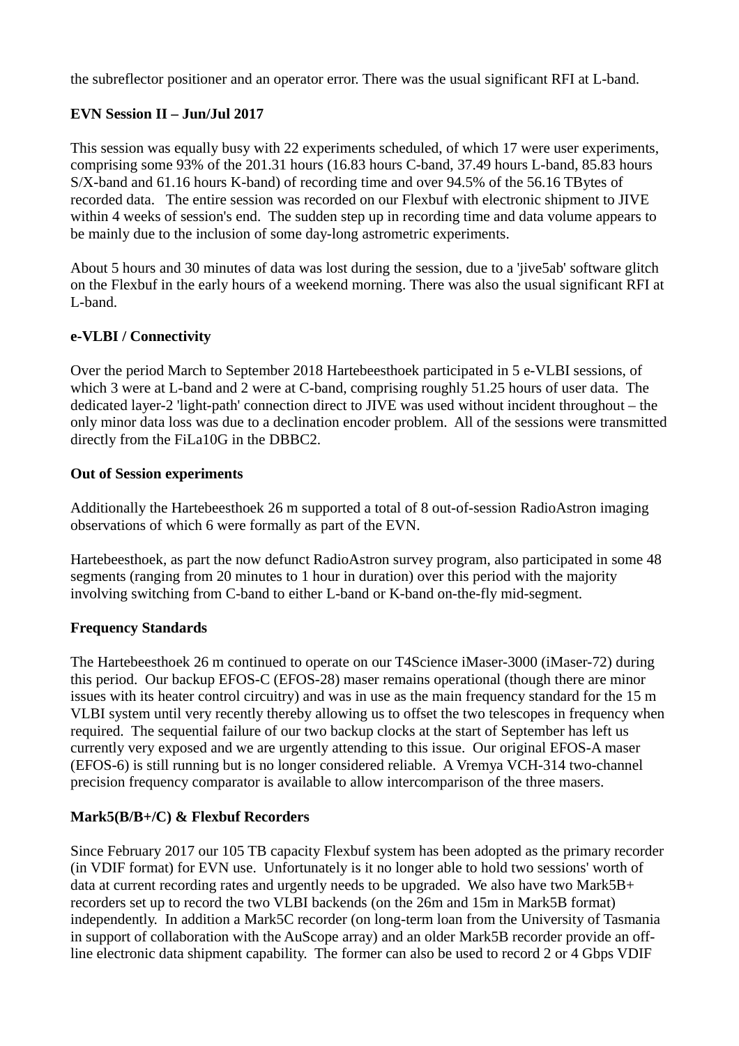the subreflector positioner and an operator error. There was the usual significant RFI at L-band.

**EVN Session II – Jun/Jul 2017**

This session was equally busy with 22 experiments scheduled, of which 17 were user experiments, comprising some 93% of the 201.31 hours (16.83 hours C-band, 37.49 hours L-band, 85.83 hours S/X-band and 61.16 hours K-band) of recording time and over 94.5% of the 56.16 TBytes of recorded data. The entire session was recorded on our Flexbuf with electronic shipment to JIVE within 4 weeks of session's end. The sudden step up in recording time and data volume appears to be mainly due to the inclusion of some day-long astrometric experiments.

About 5 hours and 30 minutes of data was lost during the session, due to a 'jive5ab' software glitch on the Flexbuf in the early hours of a weekend morning. There was also the usual significant RFI at L-band.

**e-VLBI / Connectivity**

Over the period March to September 2018 Hartebeesthoek participated in 5 e-VLBI sessions, of which 3 were at L-band and 2 were at C-band, comprising roughly 51.25 hours of user data. The dedicated layer-2 'light-path' connection direct to JIVE was used without incident throughout – the only minor data loss was due to a declination encoder problem. All of the sessions were transmitted directly from the FiLa10G in the DBBC2.

**Out of Session experiments**

Additionally the Hartebeesthoek 26 m supported a total of 8 out-of-session RadioAstron imaging observations of which 6 were formally as part of the EVN.

Hartebeesthoek, as part the now defunct RadioAstron survey program, also participated in some 48 segments (ranging from 20 minutes to 1 hour in duration) over this period with the majority involving switching from C-band to either L-band or K-band on-the-fly mid-segment.

**Frequency Standards**

The Hartebeesthoek 26 m continued to operate on our T4Science iMaser-3000 (iMaser-72) during this period. Our backup EFOS-C (EFOS-28) maser remains operational (though there are minor issues with its heater control circuitry) and was in use as the main frequency standard for the 15 m VLBI system until very recently thereby allowing us to offset the two telescopes in frequency when required. The sequential failure of our two backup clocks at the start of September has left us currently very exposed and we are urgently attending to this issue. Our original EFOS-A maser (EFOS-6) is still running but is no longer considered reliable. A Vremya VCH-314 two-channel precision frequency comparator is available to allow intercomparison of the three masers.

**Mark5(B/B+/C) & Flexbuf Recorders**

Since February 2017 our 105 TB capacity Flexbuf system has been adopted as the primary recorder (in VDIF format) for EVN use. Unfortunately is it no longer able to hold two sessions' worth of data at current recording rates and urgently needs to be upgraded. We also have two Mark5B+ recorders set up to record the two VLBI backends (on the 26m and 15m in Mark5B format) independently. In addition a Mark5C recorder (on long-term loan from the University of Tasmania in support of collaboration with the AuScope array) and an older Mark5B recorder provide an off-line electronic data shipment capability. The former can also be used to record 2 or 4 Gbps VDIF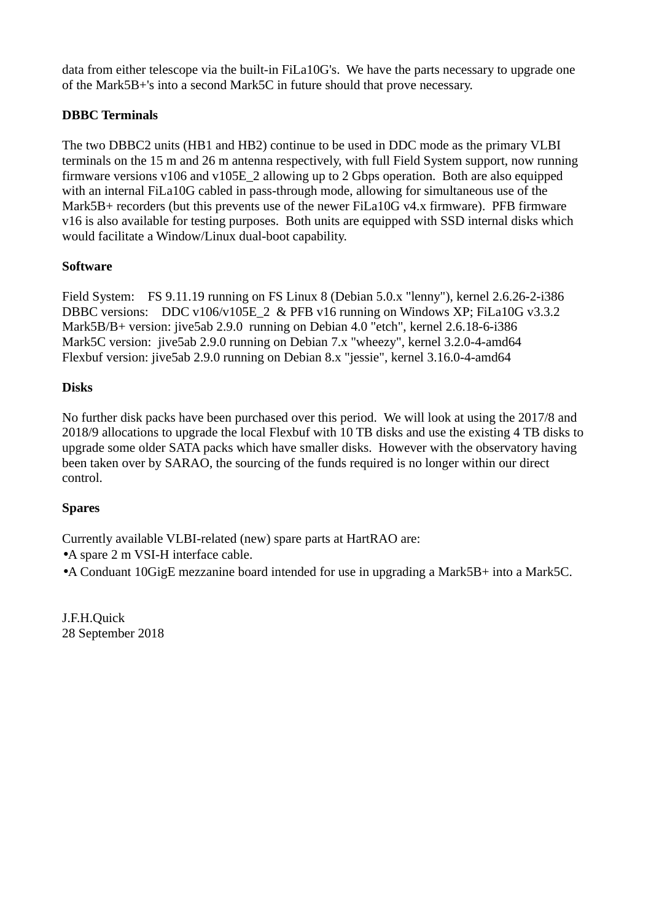data from either telescope via the built-in FiLa10G's.  We have the parts necessary to upgrade one of the Mark5B+'s into a second Mark5C in future should that prove necessary.

**DBBC Terminals**

The two DBBC2 units (HB1 and HB2) continue to be used in DDC mode as the primary VLBI terminals on the 15 m and 26 m antenna respectively, with full Field System support, now running firmware versions v106 and v105E_2 allowing up to 2 Gbps operation.  Both are also equipped with an internal FiLa10G cabled in pass-through mode, allowing for simultaneous use of the Mark5B+ recorders (but this prevents use of the newer FiLa10G v4.x firmware).  PFB firmware v16 is also available for testing purposes.  Both units are equipped with SSD internal disks which would facilitate a Window/Linux dual-boot capability.

**Software**

Field System:    FS 9.11.19 running on FS Linux 8 (Debian 5.0.x "lenny"), kernel 2.6.26-2-i386
DBBC versions:    DDC v106/v105E_2  & PFB v16 running on Windows XP; FiLa10G v3.3.2
Mark5B/B+ version: jive5ab 2.9.0  running on Debian 4.0 "etch", kernel 2.6.18-6-i386
Mark5C version:  jive5ab 2.9.0 running on Debian 7.x "wheezy", kernel 3.2.0-4-amd64
Flexbuf version: jive5ab 2.9.0 running on Debian 8.x "jessie", kernel 3.16.0-4-amd64

**Disks**

No further disk packs have been purchased over this period.  We will look at using the 2017/8 and 2018/9 allocations to upgrade the local Flexbuf with 10 TB disks and use the existing 4 TB disks to upgrade some older SATA packs which have smaller disks.  However with the observatory having been taken over by SARAO, the sourcing of the funds required is no longer within our direct control.

**Spares**

Currently available VLBI-related (new) spare parts at HartRAO are:

- A spare 2 m VSI-H interface cable.
- A Conduant 10GigE mezzanine board intended for use in upgrading a Mark5B+ into a Mark5C.

J.F.H.Quick
28 September 2018